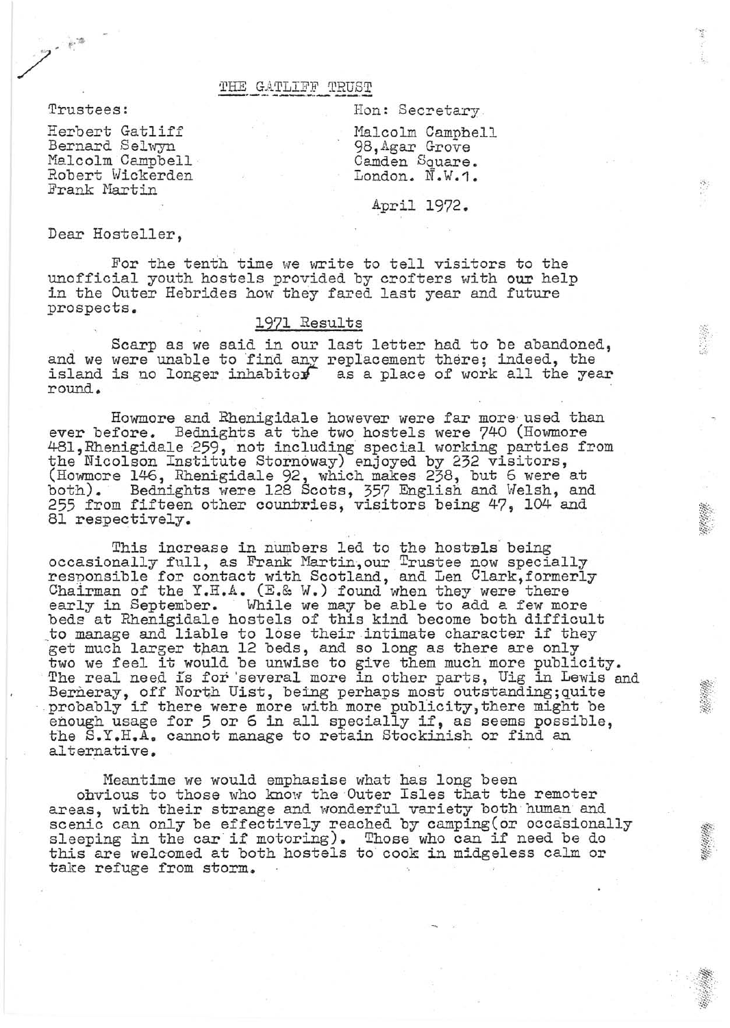# THE GATLIFF TRUST

Trustees:

Herbert Gatliff
Bernard Selwyn
Malcolm Campbell
Robert Wickerden
Frank Martin

Hon: Secretary

Malcolm Campbell
98, Agar Grove
Camden Square.
London. N.W.1.

April 1972.

Dear Hosteller,

For the tenth time we write to tell visitors to the unofficial youth hostels provided by crofters with our help in the Outer Hebrides how they fared last year and future prospects.

## 1971 Results

Scarp as we said in our last letter had to be abandoned, and we were unable to find any replacement there; indeed, the island is no longer inhabited as a place of work all the year round.

Howmore and Rhenigidale however were far more used than ever before. Bednights at the two hostels were 740 (Howmore 481, Rhenigidale 259, not including special working parties from the Nicolson Institute Stornoway) enjoyed by 232 visitors, (Howmore 146, Rhenigidale 92, which makes 238, but 6 were at both). Bednights were 128 Scots, 357 English and Welsh, and 255 from fifteen other countries, visitors being 47, 104 and 81 respectively.

This increase in numbers led to the hostels being occasionally full, as Frank Martin, our Trustee now specially responsible for contact with Scotland, and Len Clark, formerly Chairman of the Y.H.A. (E.& W.) found when they were there early in September. While we may be able to add a few more beds at Rhenigidale hostels of this kind become both difficult to manage and liable to lose their intimate character if they get much larger than 12 beds, and so long as there are only two we feel it would be unwise to give them much more publicity. The real need is for several more in other parts, Uig in Lewis and Berneray, off North Uist, being perhaps most outstanding; quite probably if there were more with more publicity, there might be enough usage for 5 or 6 in all specially if, as seems possible, the S.Y.H.A. cannot manage to retain Stockinish or find an alternative.

Meantime we would emphasise what has long been obvious to those who know the Outer Isles that the remoter areas, with their strange and wonderful variety both human and scenic can only be effectively reached by camping (or occasionally sleeping in the car if motoring). Those who can if need be do this are welcomed at both hostels to cook in midgeless calm or take refuge from storm.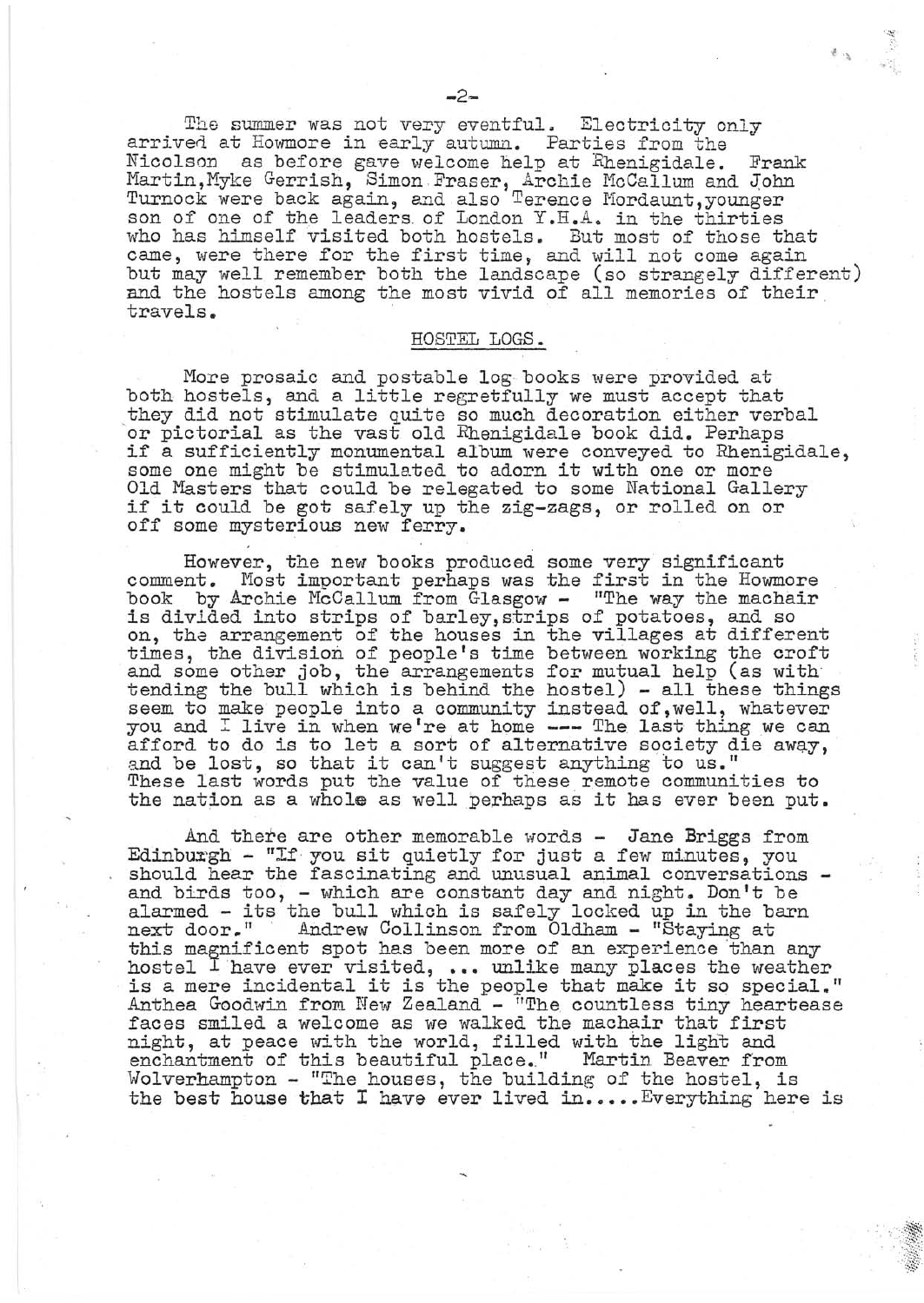The summer was not very eventful. Electricity only arrived at Howmore in early autumn. Parties from the Nicolson as before gave welcome help at Rhenigidale. Frank Martin, Myke Gerrish, Simon Fraser, Archie McCallum and John Turnock were back again, and also Terence Mordaunt, younger son of one of the leaders of London Y.H.A. in the thirties who has himself visited both hostels. But most of those that came, were there for the first time, and will not come again but may well remember both the landscape (so strangely different) and the hostels among the most vivid of all memories of their travels.

## HOSTEL LOGS.

More prosaic and postable log books were provided at both hostels, and a little regretfully we must accept that they did not stimulate quite so much decoration either verbal or pictorial as the vast old Rhenigidale book did. Perhaps if a sufficiently monumental album were conveyed to Rhenigidale, some one might be stimulated to adorn it with one or more Old Masters that could be relegated to some National Gallery if it could be got safely up the zig-zags, or rolled on or off some mysterious new ferry.

However, the new books produced some very significant comment. Most important perhaps was the first in the Howmore book by Archie McCallum from Glasgow - "The way the machair is divided into strips of barley, strips of potatoes, and so on, the arrangement of the houses in the villages at different times, the division of people's time between working the croft and some other job, the arrangements for mutual help (as with tending the bull which is behind the hostel) - all these things seem to make people into a community instead of, well, whatever you and I live in when we're at home --- The last thing we can afford to do is to let a sort of alternative society die away, and be lost, so that it can't suggest anything to us." These last words put the value of these remote communities to the nation as a whole as well perhaps as it has ever been put.

And there are other memorable words - Jane Briggs from Edinburgh - "If you sit quietly for just a few minutes, you should hear the fascinating and unusual animal conversations - and birds too, - which are constant day and night. Don't be alarmed - its the bull which is safely locked up in the barn next door." Andrew Collinson from Oldham - "Staying at this magnificent spot has been more of an experience than any hostel I have ever visited, ... unlike many places the weather is a mere incidental it is the people that make it so special." Anthea Goodwin from New Zealand - "The countless tiny heartease faces smiled a welcome as we walked the machair that first night, at peace with the world, filled with the light and enchantment of this beautiful place." Martin Beaver from Wolverhampton - "The houses, the building of the hostel, is the best house that I have ever lived in.....Everything here is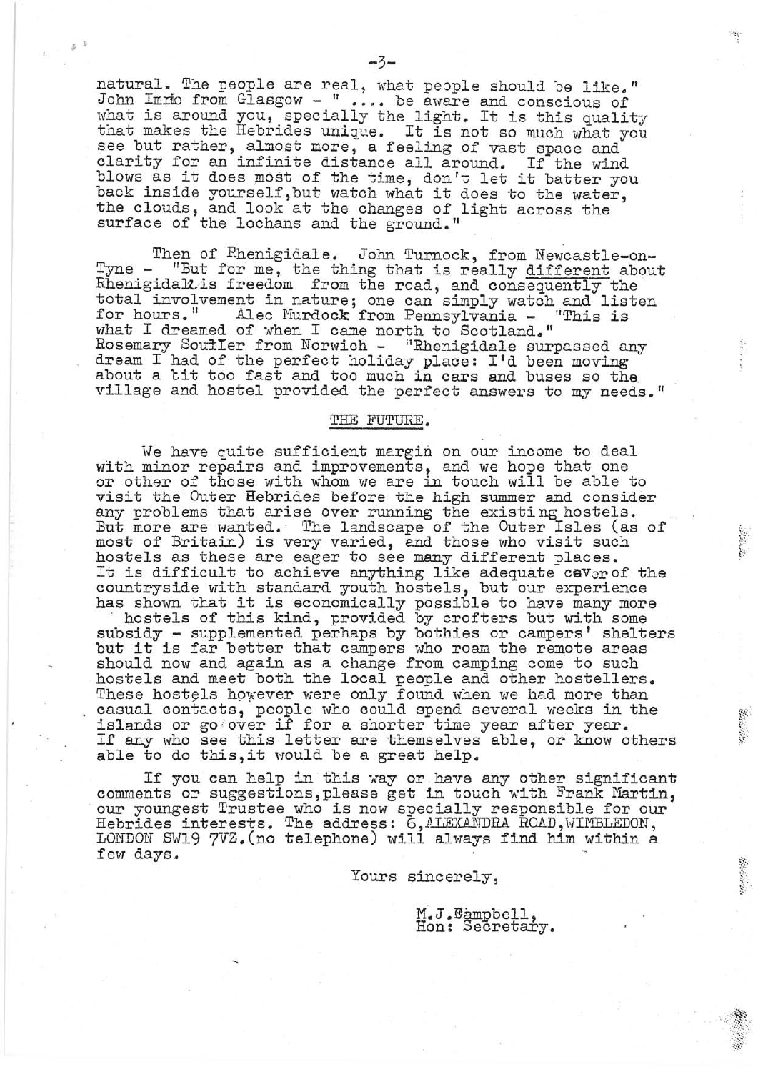natural. The people are real, what people should be like." John Imrie from Glasgow - " .... be aware and conscious of what is around you, specially the light. It is this quality that makes the Hebrides unique. It is not so much what you see but rather, almost more, a feeling of vast space and clarity for an infinite distance all around. If the wind blows as it does most of the time, don't let it batter you back inside yourself, but watch what it does to the water, the clouds, and look at the changes of light across the surface of the lochans and the ground."

Then of Rhenigidale. John Turnock, from Newcastle-on-Tyne - "But for me, the thing that is really different about Rhenigidale is freedom from the road, and consequently the total involvement in nature; one can simply watch and listen for hours." Alec Murdock from Pennsylvania - "This is what I dreamed of when I came north to Scotland." Rosemary Souter from Norwich - "Rhenigidale surpassed any dream I had of the perfect holiday place: I'd been moving about a bit too fast and too much in cars and buses so the village and hostel provided the perfect answers to my needs."

## THE FUTURE.

We have quite sufficient margin on our income to deal with minor repairs and improvements, and we hope that one or other of those with whom we are in touch will be able to visit the Outer Hebrides before the high summer and consider any problems that arise over running the existing hostels. But more are wanted. The landscape of the Outer Isles (as of most of Britain) is very varied, and those who visit such hostels as these are eager to see many different places. It is difficult to achieve anything like adequate cover of the countryside with standard youth hostels, but our experience has shown that it is economically possible to have many more hostels of this kind, provided by crofters but with some subsidy - supplemented perhaps by bothies or campers' shelters but it is far better that campers who roam the remote areas should now and again as a change from camping come to such hostels and meet both the local people and other hostellers. These hostels however were only found when we had more than casual contacts, people who could spend several weeks in the islands or go over if for a shorter time year after year. If any who see this letter are themselves able, or know others able to do this, it would be a great help.

If you can help in this way or have any other significant comments or suggestions, please get in touch with Frank Martin, our youngest Trustee who is now specially responsible for our Hebrides interests. The address: 6, ALEXANDRA ROAD, WIMBLEDON, LONDON SW19 7VZ. (no telephone) will always find him within a few days.

Yours sincerely,

M. J. Campbell,
Hon: Secretary.